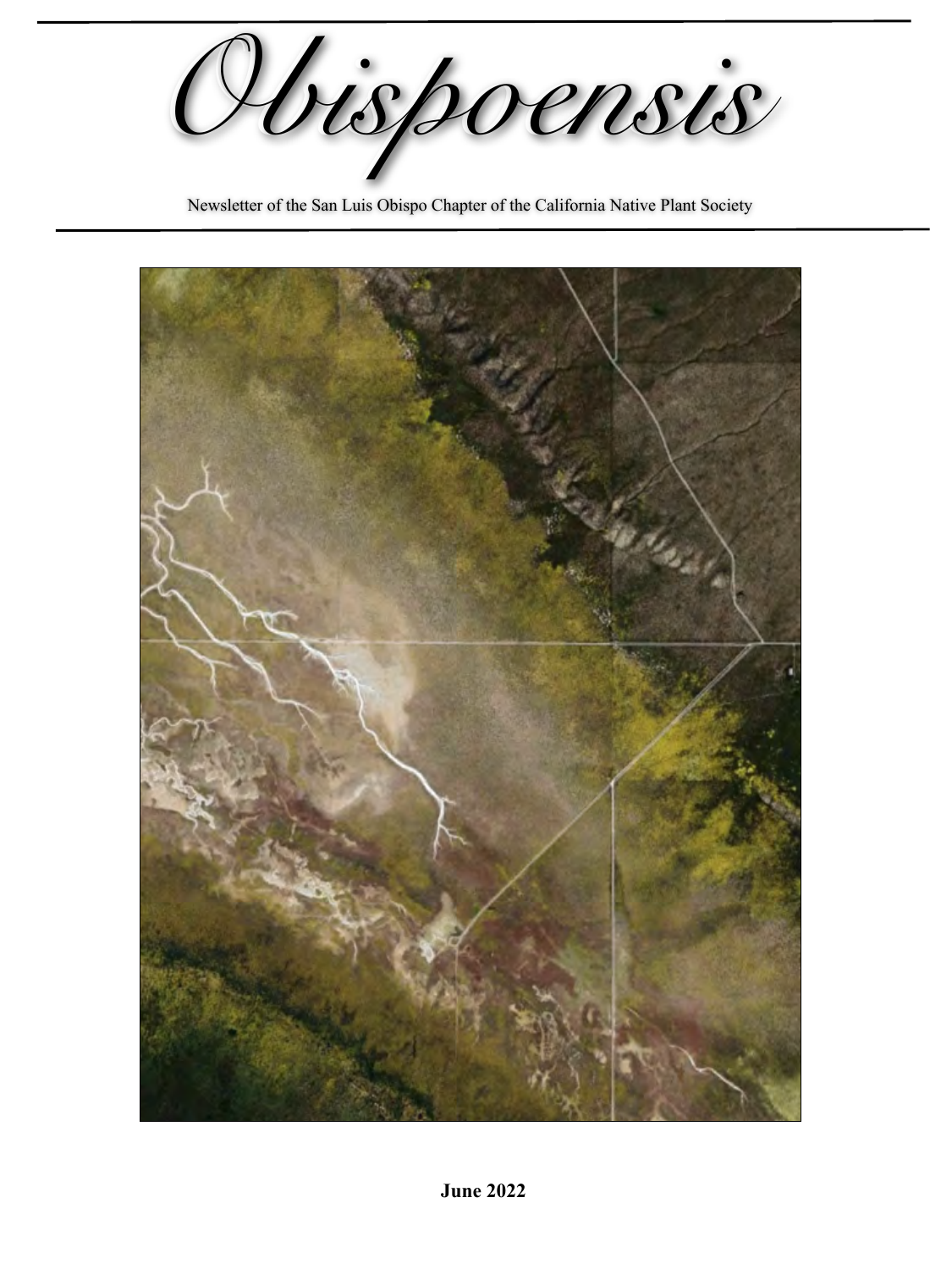# Obispoensis

Newsletter of the San Luis Obispo Chapter of the California Native Plant Society

**June 2022**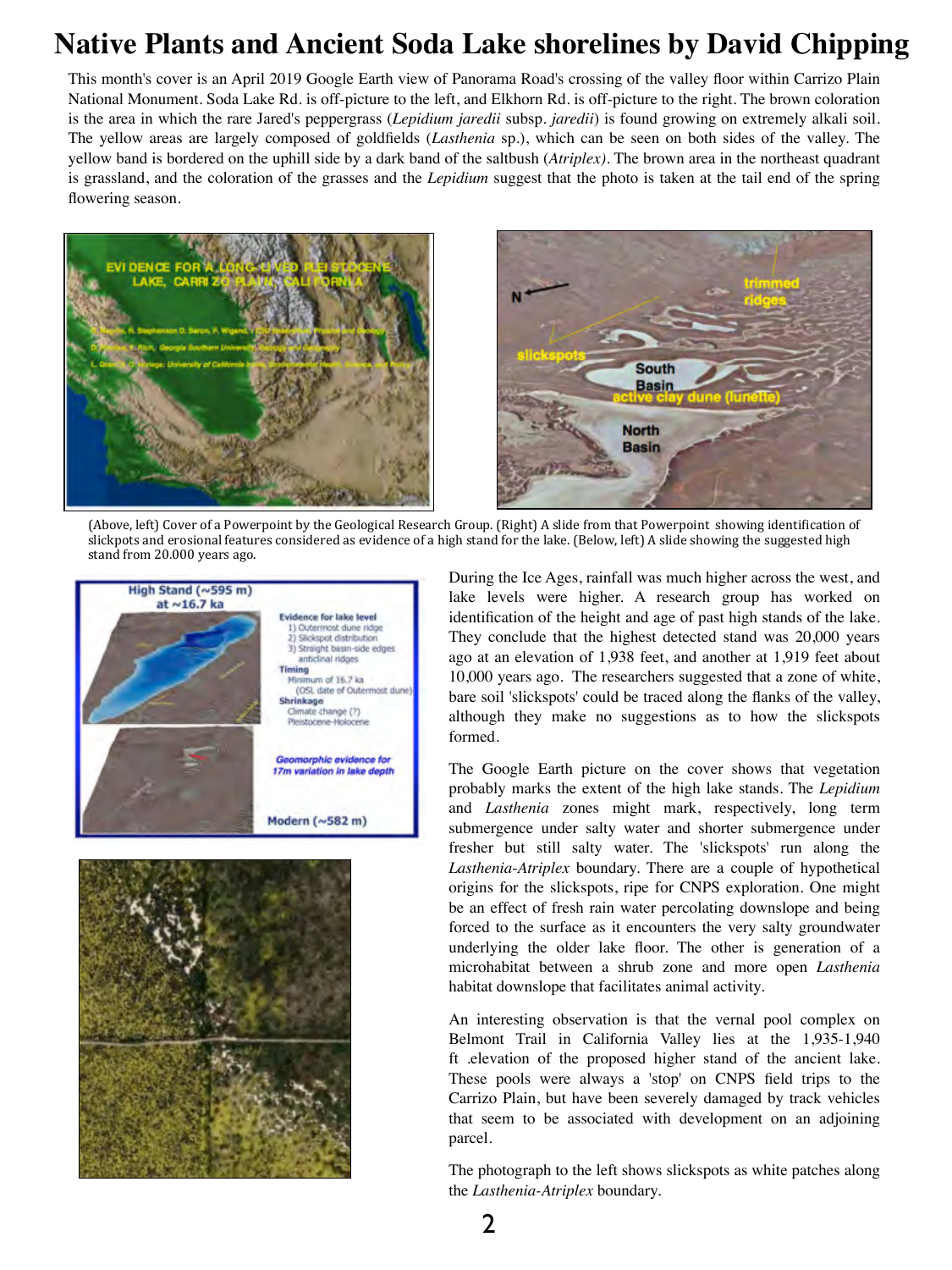# Native Plants and Ancient Soda Lake shorelines by David Chipping

This month's cover is an April 2019 Google Earth view of Panorama Road's crossing of the valley floor within Carrizo Plain National Monument. Soda Lake Rd. is off-picture to the left, and Elkhorn Rd. is off-picture to the right. The brown coloration is the area in which the rare Jared's peppergrass (*Lepidium jaredii* subsp. *jaredii*) is found growing on extremely alkali soil. The yellow areas are largely composed of goldfields (*Lasthenia* sp.), which can be seen on both sides of the valley. The yellow band is bordered on the uphill side by a dark band of the saltbush (*Atriplex)*. The brown area in the northeast quadrant is grassland, and the coloration of the grasses and the *Lepidium* suggest that the photo is taken at the tail end of the spring flowering season.

(Above, left) Cover of a Powerpoint by the Geological Research Group. (Right) A slide from that Powerpoint showing identification of slickpots and erosional features considered as evidence of a high stand for the lake. (Below, left) A slide showing the suggested high stand from 20.000 years ago.

During the Ice Ages, rainfall was much higher across the west, and lake levels were higher. A research group has worked on identification of the height and age of past high stands of the lake. They conclude that the highest detected stand was 20,000 years ago at an elevation of 1,938 feet, and another at 1,919 feet about 10,000 years ago. The researchers suggested that a zone of white, bare soil 'slickspots' could be traced along the flanks of the valley, although they make no suggestions as to how the slickspots formed.

The Google Earth picture on the cover shows that vegetation probably marks the extent of the high lake stands. The *Lepidium* and *Lasthenia* zones might mark, respectively, long term submergence under salty water and shorter submergence under fresher but still salty water. The 'slickspots' run along the *Lasthenia-Atriplex* boundary. There are a couple of hypothetical origins for the slickspots, ripe for CNPS exploration. One might be an effect of fresh rain water percolating downslope and being forced to the surface as it encounters the very salty groundwater underlying the older lake floor. The other is generation of a microhabitat between a shrub zone and more open *Lasthenia* habitat downslope that facilitates animal activity.

An interesting observation is that the vernal pool complex on Belmont Trail in California Valley lies at the 1,935-1,940 ft .elevation of the proposed higher stand of the ancient lake. These pools were always a 'stop' on CNPS field trips to the Carrizo Plain, but have been severely damaged by track vehicles that seem to be associated with development on an adjoining parcel.

The photograph to the left shows slickspots as white patches along the *Lasthenia-Atriplex* boundary.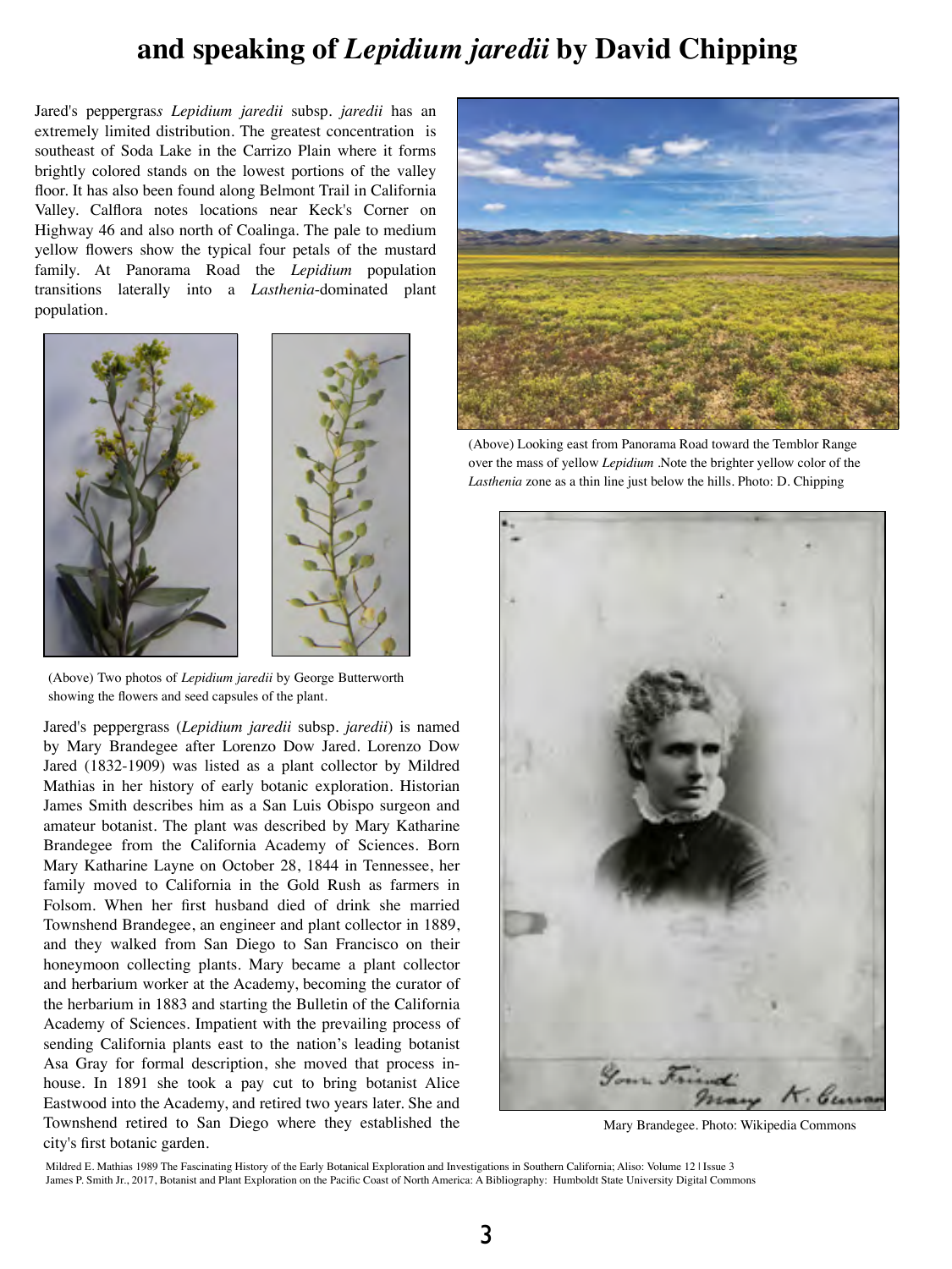# and speaking of *Lepidium jaredii* by David Chipping

Jared's peppergrass *Lepidium jaredii* subsp. *jaredii* has an extremely limited distribution. The greatest concentration is southeast of Soda Lake in the Carrizo Plain where it forms brightly colored stands on the lowest portions of the valley floor. It has also been found along Belmont Trail in California Valley. Calflora notes locations near Keck's Corner on Highway 46 and also north of Coalinga. The pale to medium yellow flowers show the typical four petals of the mustard family. At Panorama Road the *Lepidium* population transitions laterally into a *Lasthenia*-dominated plant population.

(Above) Two photos of *Lepidium jaredii* by George Butterworth showing the flowers and seed capsules of the plant.

(Above) Looking east from Panorama Road toward the Temblor Range over the mass of yellow *Lepidium* .Note the brighter yellow color of the *Lasthenia* zone as a thin line just below the hills. Photo: D. Chipping

Jared's peppergrass (*Lepidium jaredii* subsp. *jaredii*) is named by Mary Brandegee after Lorenzo Dow Jared. Lorenzo Dow Jared (1832-1909) was listed as a plant collector by Mildred Mathias in her history of early botanic exploration. Historian James Smith describes him as a San Luis Obispo surgeon and amateur botanist. The plant was described by Mary Katharine Brandegee from the California Academy of Sciences. Born Mary Katharine Layne on October 28, 1844 in Tennessee, her family moved to California in the Gold Rush as farmers in Folsom. When her first husband died of drink she married Townshend Brandegee, an engineer and plant collector in 1889, and they walked from San Diego to San Francisco on their honeymoon collecting plants. Mary became a plant collector and herbarium worker at the Academy, becoming the curator of the herbarium in 1883 and starting the Bulletin of the California Academy of Sciences. Impatient with the prevailing process of sending California plants east to the nation's leading botanist Asa Gray for formal description, she moved that process in-house. In 1891 she took a pay cut to bring botanist Alice Eastwood into the Academy, and retired two years later. She and Townshend retired to San Diego where they established the city's first botanic garden.

Your Friend Mary K. Curran

Mary Brandegee. Photo: Wikipedia Commons

Mildred E. Mathias 1989 The Fascinating History of the Early Botanical Exploration and Investigations in Southern California; Aliso: Volume 12 | Issue 3
James P. Smith Jr., 2017, Botanist and Plant Exploration on the Pacific Coast of North America: A Bibliography: Humboldt State University Digital Commons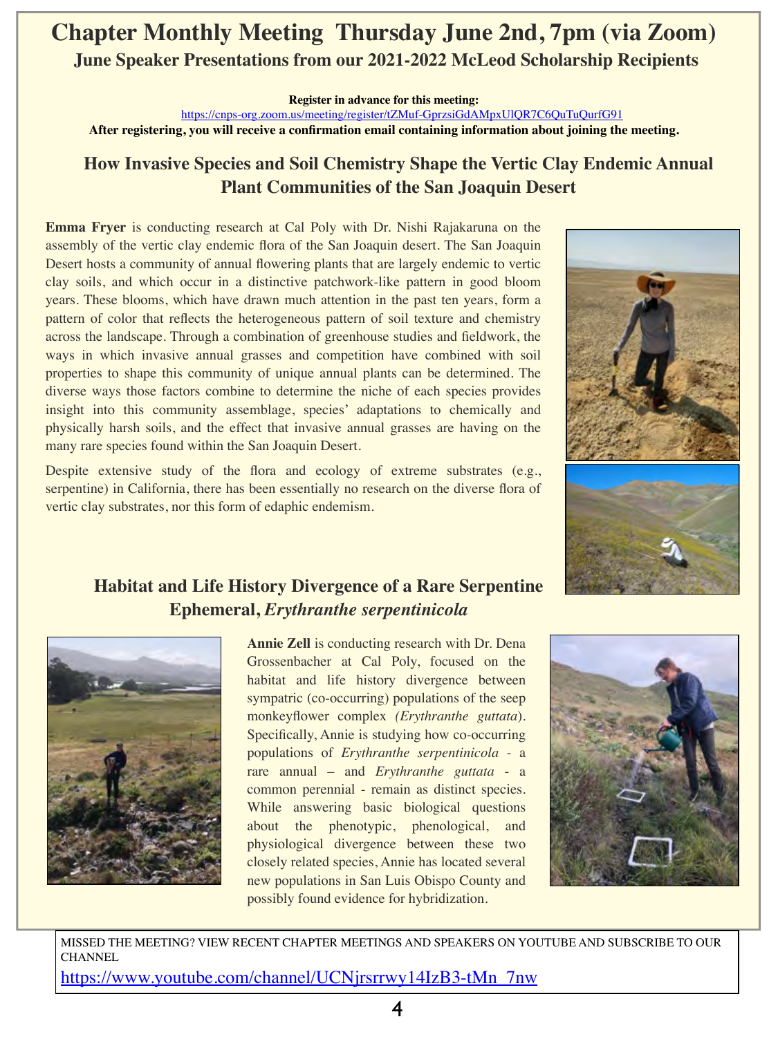# Chapter Monthly Meeting Thursday June 2nd, 7pm (via Zoom)

## June Speaker Presentations from our 2021-2022 McLeod Scholarship Recipients

**Register in advance for this meeting:**

https://cnps-org.zoom.us/meeting/register/tZMuf-GprzsiGdAMpxUlQR7C6QuTuQurfG91

**After registering, you will receive a confirmation email containing information about joining the meeting.**

### How Invasive Species and Soil Chemistry Shape the Vertic Clay Endemic Annual Plant Communities of the San Joaquin Desert

**Emma Fryer** is conducting research at Cal Poly with Dr. Nishi Rajakaruna on the assembly of the vertic clay endemic flora of the San Joaquin desert. The San Joaquin Desert hosts a community of annual flowering plants that are largely endemic to vertic clay soils, and which occur in a distinctive patchwork-like pattern in good bloom years. These blooms, which have drawn much attention in the past ten years, form a pattern of color that reflects the heterogeneous pattern of soil texture and chemistry across the landscape. Through a combination of greenhouse studies and fieldwork, the ways in which invasive annual grasses and competition have combined with soil properties to shape this community of unique annual plants can be determined. The diverse ways those factors combine to determine the niche of each species provides insight into this community assemblage, species' adaptations to chemically and physically harsh soils, and the effect that invasive annual grasses are having on the many rare species found within the San Joaquin Desert.

Despite extensive study of the flora and ecology of extreme substrates (e.g., serpentine) in California, there has been essentially no research on the diverse flora of vertic clay substrates, nor this form of edaphic endemism.

### Habitat and Life History Divergence of a Rare Serpentine Ephemeral, *Erythranthe serpentinicola*

**Annie Zell** is conducting research with Dr. Dena Grossenbacher at Cal Poly, focused on the habitat and life history divergence between sympatric (co-occurring) populations of the seep monkeyflower complex *(Erythranthe guttata*). Specifically, Annie is studying how co-occurring populations of *Erythranthe serpentinicola* - a rare annual – and *Erythranthe guttata* - a common perennial - remain as distinct species. While answering basic biological questions about the phenotypic, phenological, and physiological divergence between these two closely related species, Annie has located several new populations in San Luis Obispo County and possibly found evidence for hybridization.

MISSED THE MEETING? VIEW RECENT CHAPTER MEETINGS AND SPEAKERS ON YOUTUBE AND SUBSCRIBE TO OUR CHANNEL

https://www.youtube.com/channel/UCNjrsrrwy14IzB3-tMn_7nw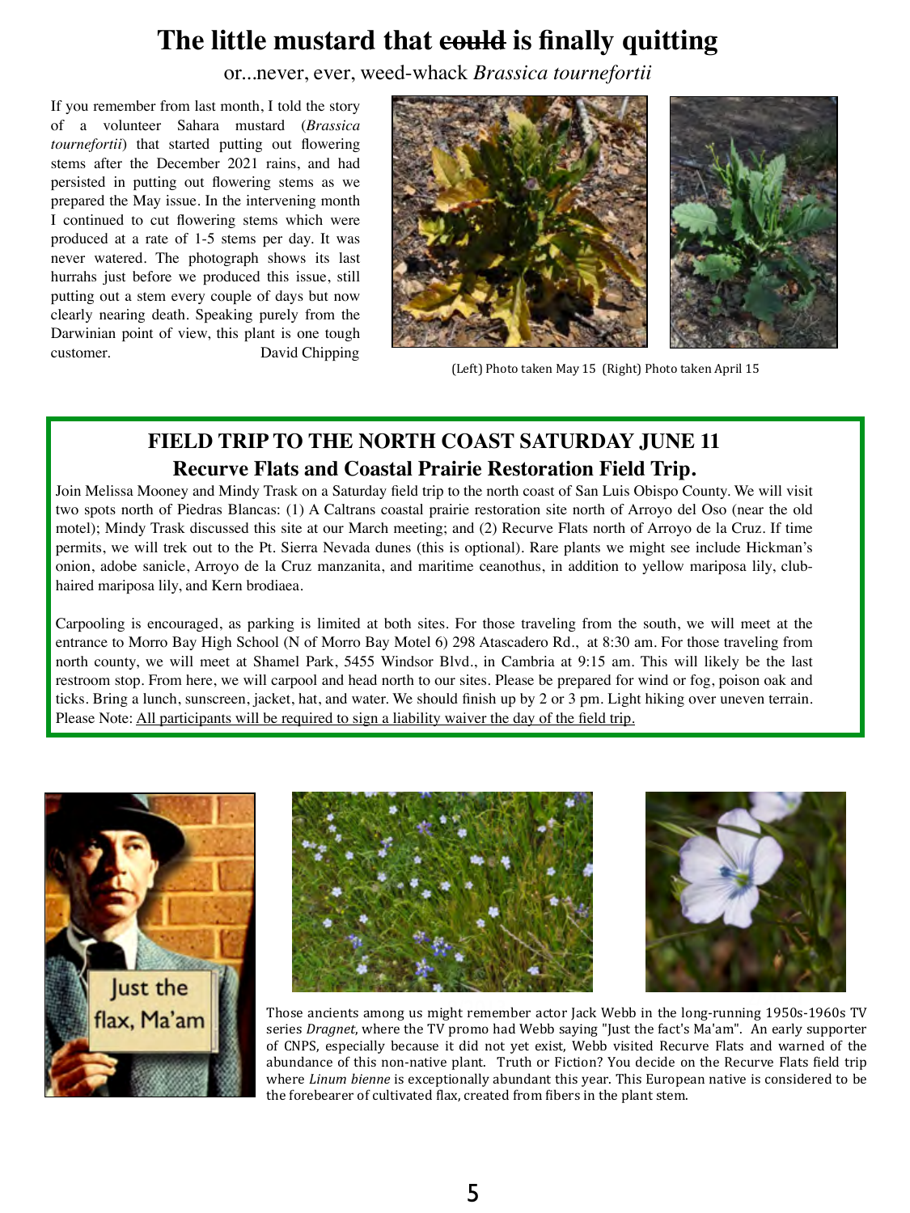# The little mustard that ~~could~~ is finally quitting

or...never, ever, weed-whack *Brassica tournefortii*

If you remember from last month, I told the story of a volunteer Sahara mustard (*Brassica tournefortii*) that started putting out flowering stems after the December 2021 rains, and had persisted in putting out flowering stems as we prepared the May issue. In the intervening month I continued to cut flowering stems which were produced at a rate of 1-5 stems per day. It was never watered. The photograph shows its last hurrahs just before we produced this issue, still putting out a stem every couple of days but now clearly nearing death. Speaking purely from the Darwinian point of view, this plant is one tough customer. David Chipping

(Left) Photo taken May 15 (Right) Photo taken April 15

## FIELD TRIP TO THE NORTH COAST SATURDAY JUNE 11
## Recurve Flats and Coastal Prairie Restoration Field Trip.

Join Melissa Mooney and Mindy Trask on a Saturday field trip to the north coast of San Luis Obispo County. We will visit two spots north of Piedras Blancas: (1) A Caltrans coastal prairie restoration site north of Arroyo del Oso (near the old motel); Mindy Trask discussed this site at our March meeting; and (2) Recurve Flats north of Arroyo de la Cruz. If time permits, we will trek out to the Pt. Sierra Nevada dunes (this is optional). Rare plants we might see include Hickman's onion, adobe sanicle, Arroyo de la Cruz manzanita, and maritime ceanothus, in addition to yellow mariposa lily, club-haired mariposa lily, and Kern brodiaea.

Carpooling is encouraged, as parking is limited at both sites. For those traveling from the south, we will meet at the entrance to Morro Bay High School (N of Morro Bay Motel 6) 298 Atascadero Rd., at 8:30 am. For those traveling from north county, we will meet at Shamel Park, 5455 Windsor Blvd., in Cambria at 9:15 am. This will likely be the last restroom stop. From here, we will carpool and head north to our sites. Please be prepared for wind or fog, poison oak and ticks. Bring a lunch, sunscreen, jacket, hat, and water. We should finish up by 2 or 3 pm. Light hiking over uneven terrain. Please Note: <u>All participants will be required to sign a liability waiver the day of the field trip.</u>

Just the flax, Ma'am

Those ancients among us might remember actor Jack Webb in the long-running 1950s-1960s TV series *Dragnet*, where the TV promo had Webb saying "Just the fact's Ma'am". An early supporter of CNPS, especially because it did not yet exist, Webb visited Recurve Flats and warned of the abundance of this non-native plant. Truth or Fiction? You decide on the Recurve Flats field trip where *Linum bienne* is exceptionally abundant this year. This European native is considered to be the forebearer of cultivated flax, created from fibers in the plant stem.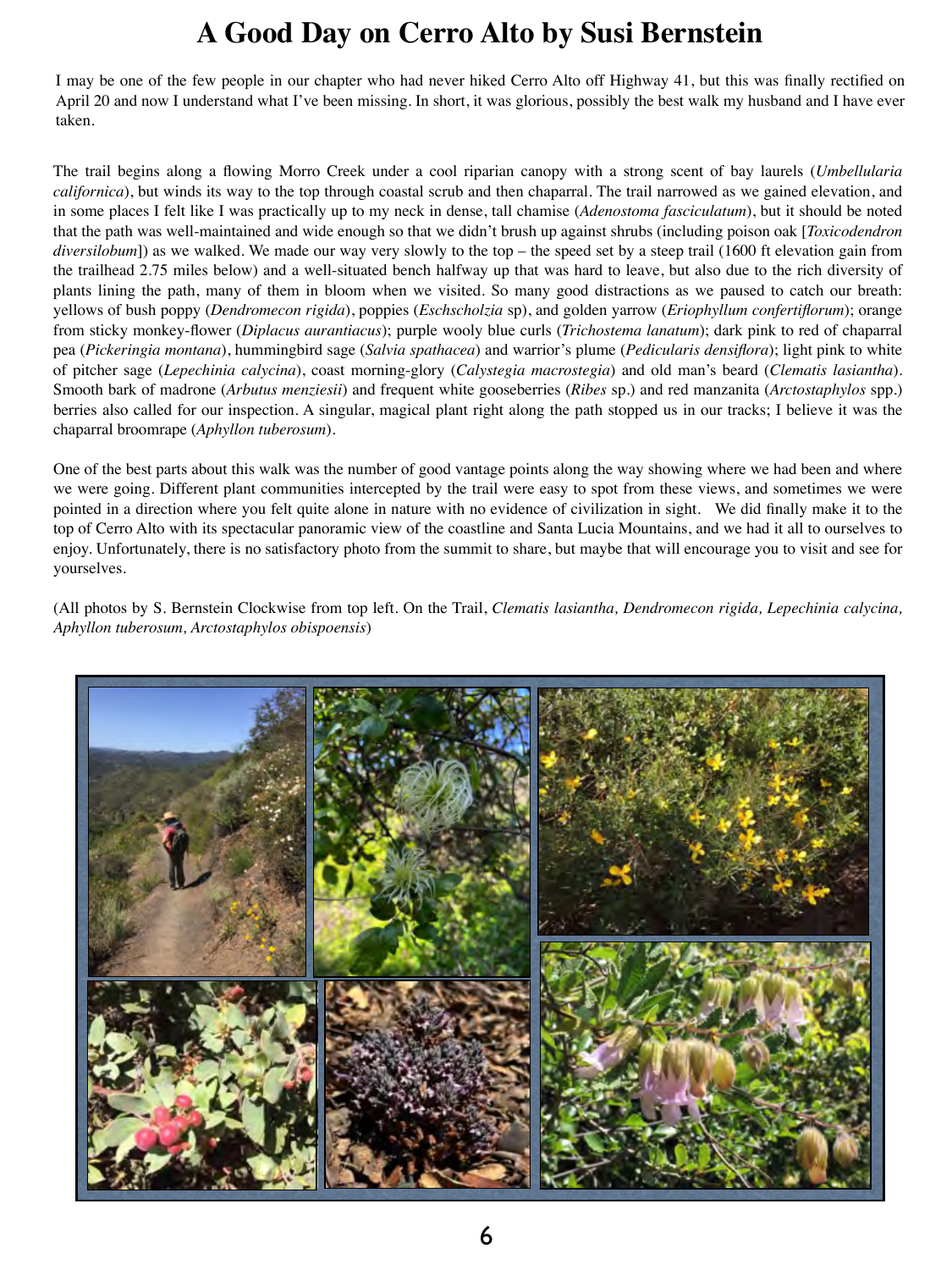# A Good Day on Cerro Alto by Susi Bernstein

I may be one of the few people in our chapter who had never hiked Cerro Alto off Highway 41, but this was finally rectified on April 20 and now I understand what I've been missing. In short, it was glorious, possibly the best walk my husband and I have ever taken.

The trail begins along a flowing Morro Creek under a cool riparian canopy with a strong scent of bay laurels (*Umbellularia californica*), but winds its way to the top through coastal scrub and then chaparral. The trail narrowed as we gained elevation, and in some places I felt like I was practically up to my neck in dense, tall chamise (*Adenostoma fasciculatum*), but it should be noted that the path was well-maintained and wide enough so that we didn't brush up against shrubs (including poison oak [*Toxicodendron diversilobum*]) as we walked. We made our way very slowly to the top – the speed set by a steep trail (1600 ft elevation gain from the trailhead 2.75 miles below) and a well-situated bench halfway up that was hard to leave, but also due to the rich diversity of plants lining the path, many of them in bloom when we visited. So many good distractions as we paused to catch our breath: yellows of bush poppy (*Dendromecon rigida*), poppies (*Eschscholzia* sp), and golden yarrow (*Eriophyllum confertiflorum*); orange from sticky monkey-flower (*Diplacus aurantiacus*); purple wooly blue curls (*Trichostema lanatum*); dark pink to red of chaparral pea (*Pickeringia montana*), hummingbird sage (*Salvia spathacea*) and warrior's plume (*Pedicularis densiflora*); light pink to white of pitcher sage (*Lepechinia calycina*), coast morning-glory (*Calystegia macrostegia*) and old man's beard (*Clematis lasiantha*). Smooth bark of madrone (*Arbutus menziesii*) and frequent white gooseberries (*Ribes* sp.) and red manzanita (*Arctostaphylos* spp.) berries also called for our inspection. A singular, magical plant right along the path stopped us in our tracks; I believe it was the chaparral broomrape (*Aphyllon tuberosum*).

One of the best parts about this walk was the number of good vantage points along the way showing where we had been and where we were going. Different plant communities intercepted by the trail were easy to spot from these views, and sometimes we were pointed in a direction where you felt quite alone in nature with no evidence of civilization in sight. We did finally make it to the top of Cerro Alto with its spectacular panoramic view of the coastline and Santa Lucia Mountains, and we had it all to ourselves to enjoy. Unfortunately, there is no satisfactory photo from the summit to share, but maybe that will encourage you to visit and see for yourselves.

(All photos by S. Bernstein Clockwise from top left. On the Trail, *Clematis lasiantha, Dendromecon rigida, Lepechinia calycina, Aphyllon tuberosum, Arctostaphylos obispoensis*)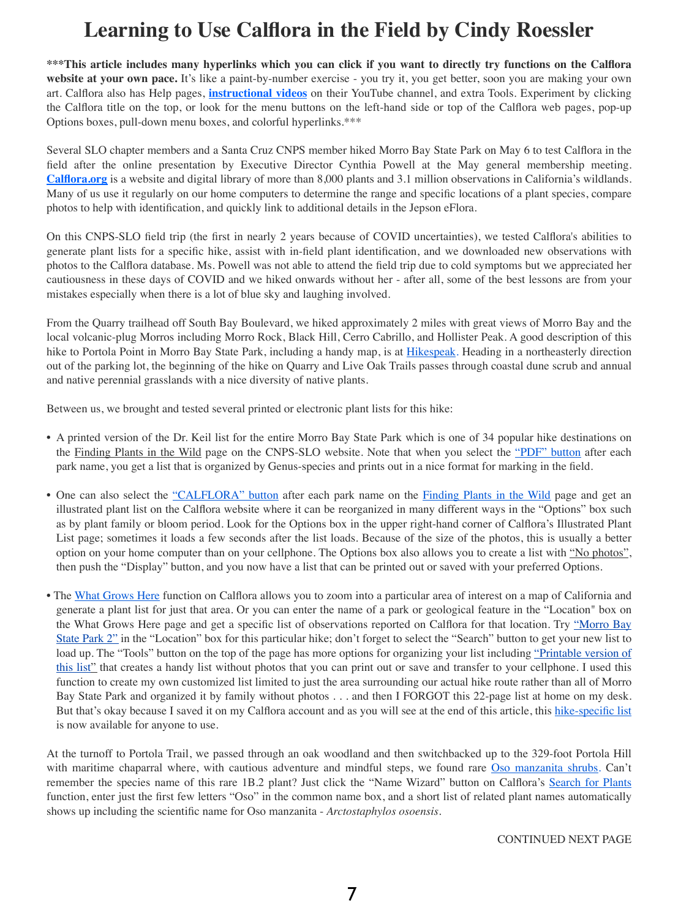# Learning to Use Calflora in the Field by Cindy Roessler

**\*\*\*This article includes many hyperlinks which you can click if you want to directly try functions on the Calflora website at your own pace.** It's like a paint-by-number exercise - you try it, you get better, soon you are making your own art. Calflora also has Help pages, **instructional videos** on their YouTube channel, and extra Tools. Experiment by clicking the Calflora title on the top, or look for the menu buttons on the left-hand side or top of the Calflora web pages, pop-up Options boxes, pull-down menu boxes, and colorful hyperlinks.\*\*\*

Several SLO chapter members and a Santa Cruz CNPS member hiked Morro Bay State Park on May 6 to test Calflora in the field after the online presentation by Executive Director Cynthia Powell at the May general membership meeting. **Calflora.org** is a website and digital library of more than 8,000 plants and 3.1 million observations in California's wildlands. Many of us use it regularly on our home computers to determine the range and specific locations of a plant species, compare photos to help with identification, and quickly link to additional details in the Jepson eFlora.

On this CNPS-SLO field trip (the first in nearly 2 years because of COVID uncertainties), we tested Calflora's abilities to generate plant lists for a specific hike, assist with in-field plant identification, and we downloaded new observations with photos to the Calflora database. Ms. Powell was not able to attend the field trip due to cold symptoms but we appreciated her cautiousness in these days of COVID and we hiked onwards without her - after all, some of the best lessons are from your mistakes especially when there is a lot of blue sky and laughing involved.

From the Quarry trailhead off South Bay Boulevard, we hiked approximately 2 miles with great views of Morro Bay and the local volcanic-plug Morros including Morro Rock, Black Hill, Cerro Cabrillo, and Hollister Peak. A good description of this hike to Portola Point in Morro Bay State Park, including a handy map, is at Hikespeak. Heading in a northeasterly direction out of the parking lot, the beginning of the hike on Quarry and Live Oak Trails passes through coastal dune scrub and annual and native perennial grasslands with a nice diversity of native plants.

Between us, we brought and tested several printed or electronic plant lists for this hike:

- A printed version of the Dr. Keil list for the entire Morro Bay State Park which is one of 34 popular hike destinations on the Finding Plants in the Wild page on the CNPS-SLO website. Note that when you select the "PDF" button after each park name, you get a list that is organized by Genus-species and prints out in a nice format for marking in the field.

- One can also select the "CALFLORA" button after each park name on the Finding Plants in the Wild page and get an illustrated plant list on the Calflora website where it can be reorganized in many different ways in the "Options" box such as by plant family or bloom period. Look for the Options box in the upper right-hand corner of Calflora's Illustrated Plant List page; sometimes it loads a few seconds after the list loads. Because of the size of the photos, this is usually a better option on your home computer than on your cellphone. The Options box also allows you to create a list with "No photos", then push the "Display" button, and you now have a list that can be printed out or saved with your preferred Options.

- The What Grows Here function on Calflora allows you to zoom into a particular area of interest on a map of California and generate a plant list for just that area. Or you can enter the name of a park or geological feature in the "Location" box on the What Grows Here page and get a specific list of observations reported on Calflora for that location. Try "Morro Bay State Park 2" in the "Location" box for this particular hike; don't forget to select the "Search" button to get your new list to load up. The "Tools" button on the top of the page has more options for organizing your list including "Printable version of this list" that creates a handy list without photos that you can print out or save and transfer to your cellphone. I used this function to create my own customized list limited to just the area surrounding our actual hike route rather than all of Morro Bay State Park and organized it by family without photos . . . and then I FORGOT this 22-page list at home on my desk. But that's okay because I saved it on my Calflora account and as you will see at the end of this article, this hike-specific list is now available for anyone to use.

At the turnoff to Portola Trail, we passed through an oak woodland and then switchbacked up to the 329-foot Portola Hill with maritime chaparral where, with cautious adventure and mindful steps, we found rare Oso manzanita shrubs. Can't remember the species name of this rare 1B.2 plant? Just click the "Name Wizard" button on Calflora's Search for Plants function, enter just the first few letters "Oso" in the common name box, and a short list of related plant names automatically shows up including the scientific name for Oso manzanita - *Arctostaphylos osoensis*.

CONTINUED NEXT PAGE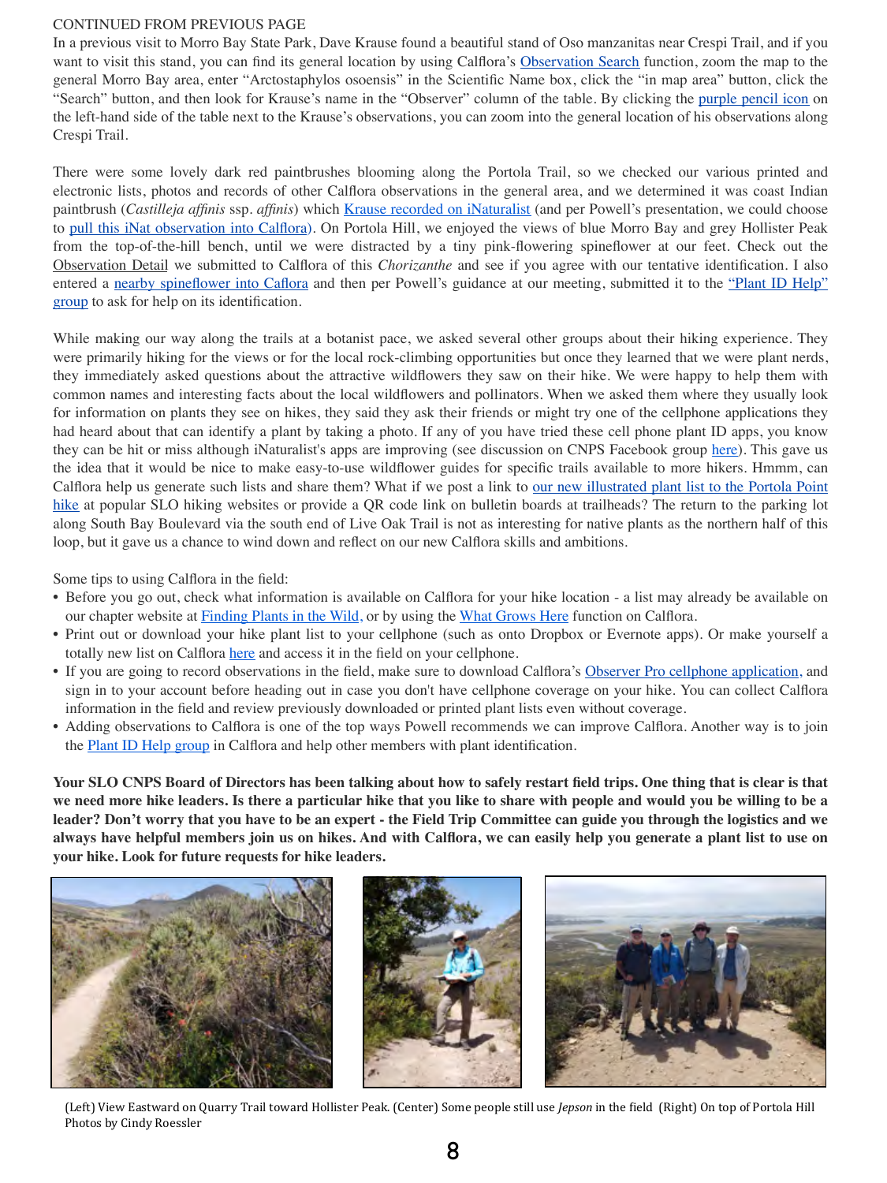CONTINUED FROM PREVIOUS PAGE

In a previous visit to Morro Bay State Park, Dave Krause found a beautiful stand of Oso manzanitas near Crespi Trail, and if you want to visit this stand, you can find its general location by using Calflora's Observation Search function, zoom the map to the general Morro Bay area, enter "Arctostaphylos osoensis" in the Scientific Name box, click the "in map area" button, click the "Search" button, and then look for Krause's name in the "Observer" column of the table. By clicking the purple pencil icon on the left-hand side of the table next to the Krause's observations, you can zoom into the general location of his observations along Crespi Trail.

There were some lovely dark red paintbrushes blooming along the Portola Trail, so we checked our various printed and electronic lists, photos and records of other Calflora observations in the general area, and we determined it was coast Indian paintbrush (*Castilleja affinis* ssp. *affinis*) which Krause recorded on iNaturalist (and per Powell's presentation, we could choose to pull this iNat observation into Calflora). On Portola Hill, we enjoyed the views of blue Morro Bay and grey Hollister Peak from the top-of-the-hill bench, until we were distracted by a tiny pink-flowering spineflower at our feet. Check out the Observation Detail we submitted to Calflora of this *Chorizanthe* and see if you agree with our tentative identification. I also entered a nearby spineflower into Caflora and then per Powell's guidance at our meeting, submitted it to the "Plant ID Help" group to ask for help on its identification.

While making our way along the trails at a botanist pace, we asked several other groups about their hiking experience. They were primarily hiking for the views or for the local rock-climbing opportunities but once they learned that we were plant nerds, they immediately asked questions about the attractive wildflowers they saw on their hike. We were happy to help them with common names and interesting facts about the local wildflowers and pollinators. When we asked them where they usually look for information on plants they see on hikes, they said they ask their friends or might try one of the cellphone applications they had heard about that can identify a plant by taking a photo. If any of you have tried these cell phone plant ID apps, you know they can be hit or miss although iNaturalist's apps are improving (see discussion on CNPS Facebook group here). This gave us the idea that it would be nice to make easy-to-use wildflower guides for specific trails available to more hikers. Hmmm, can Calflora help us generate such lists and share them? What if we post a link to our new illustrated plant list to the Portola Point hike at popular SLO hiking websites or provide a QR code link on bulletin boards at trailheads? The return to the parking lot along South Bay Boulevard via the south end of Live Oak Trail is not as interesting for native plants as the northern half of this loop, but it gave us a chance to wind down and reflect on our new Calflora skills and ambitions.

Some tips to using Calflora in the field:

- Before you go out, check what information is available on Calflora for your hike location - a list may already be available on our chapter website at Finding Plants in the Wild, or by using the What Grows Here function on Calflora.
- Print out or download your hike plant list to your cellphone (such as onto Dropbox or Evernote apps). Or make yourself a totally new list on Calflora here and access it in the field on your cellphone.
- If you are going to record observations in the field, make sure to download Calflora's Observer Pro cellphone application, and sign in to your account before heading out in case you don't have cellphone coverage on your hike. You can collect Calflora information in the field and review previously downloaded or printed plant lists even without coverage.
- Adding observations to Calflora is one of the top ways Powell recommends we can improve Calflora. Another way is to join the Plant ID Help group in Calflora and help other members with plant identification.

**Your SLO CNPS Board of Directors has been talking about how to safely restart field trips. One thing that is clear is that we need more hike leaders. Is there a particular hike that you like to share with people and would you be willing to be a leader? Don't worry that you have to be an expert - the Field Trip Committee can guide you through the logistics and we always have helpful members join us on hikes. And with Calflora, we can easily help you generate a plant list to use on your hike. Look for future requests for hike leaders.**

(Left) View Eastward on Quarry Trail toward Hollister Peak. (Center) Some people still use *Jepson* in the field (Right) On top of Portola Hill
Photos by Cindy Roessler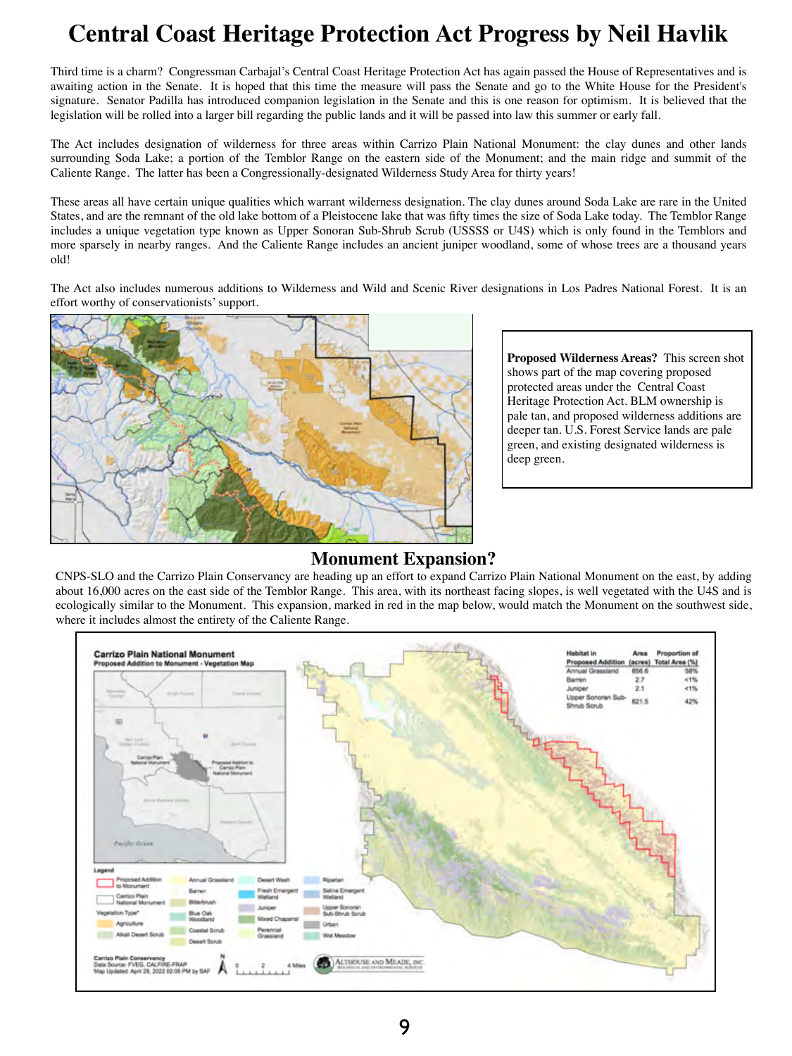# Central Coast Heritage Protection Act Progress by Neil Havlik

Third time is a charm? Congressman Carbajal's Central Coast Heritage Protection Act has again passed the House of Representatives and is awaiting action in the Senate. It is hoped that this time the measure will pass the Senate and go to the White House for the President's signature. Senator Padilla has introduced companion legislation in the Senate and this is one reason for optimism. It is believed that the legislation will be rolled into a larger bill regarding the public lands and it will be passed into law this summer or early fall.

The Act includes designation of wilderness for three areas within Carrizo Plain National Monument: the clay dunes and other lands surrounding Soda Lake; a portion of the Temblor Range on the eastern side of the Monument; and the main ridge and summit of the Caliente Range. The latter has been a Congressionally-designated Wilderness Study Area for thirty years!

These areas all have certain unique qualities which warrant wilderness designation. The clay dunes around Soda Lake are rare in the United States, and are the remnant of the old lake bottom of a Pleistocene lake that was fifty times the size of Soda Lake today. The Temblor Range includes a unique vegetation type known as Upper Sonoran Sub-Shrub Scrub (USSSS or U4S) which is only found in the Temblors and more sparsely in nearby ranges. And the Caliente Range includes an ancient juniper woodland, some of whose trees are a thousand years old!

The Act also includes numerous additions to Wilderness and Wild and Scenic River designations in Los Padres National Forest. It is an effort worthy of conservationists' support.

**Proposed Wilderness Areas?** This screen shot shows part of the map covering proposed protected areas under the Central Coast Heritage Protection Act. BLM ownership is pale tan, and proposed wilderness additions are deeper tan. U.S. Forest Service lands are pale green, and existing designated wilderness is deep green.

## Monument Expansion?

CNPS-SLO and the Carrizo Plain Conservancy are heading up an effort to expand Carrizo Plain National Monument on the east, by adding about 16,000 acres on the east side of the Temblor Range. This area, with its northeast facing slopes, is well vegetated with the U4S and is ecologically similar to the Monument. This expansion, marked in red in the map below, would match the Monument on the southwest side, where it includes almost the entirety of the Caliente Range.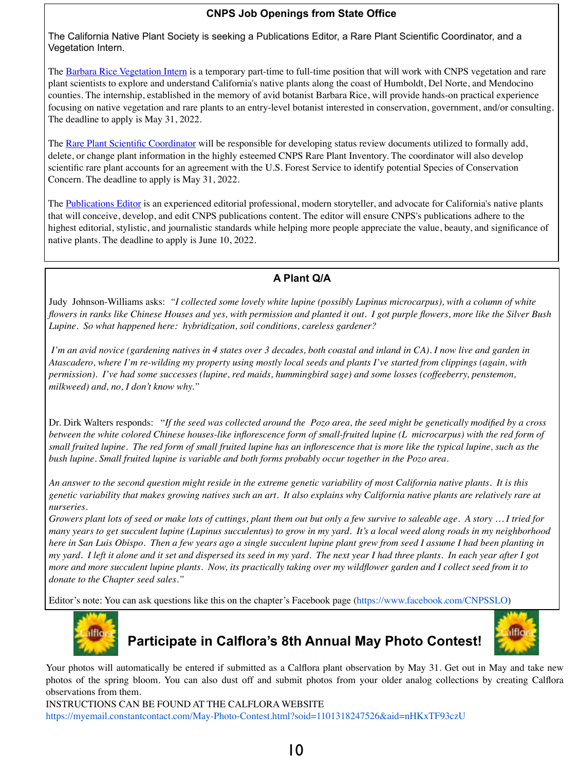## CNPS Job Openings from State Office

The California Native Plant Society is seeking a Publications Editor, a Rare Plant Scientific Coordinator, and a Vegetation Intern.

The Barbara Rice Vegetation Intern is a temporary part-time to full-time position that will work with CNPS vegetation and rare plant scientists to explore and understand California's native plants along the coast of Humboldt, Del Norte, and Mendocino counties. The internship, established in the memory of avid botanist Barbara Rice, will provide hands-on practical experience focusing on native vegetation and rare plants to an entry-level botanist interested in conservation, government, and/or consulting. The deadline to apply is May 31, 2022.

The Rare Plant Scientific Coordinator will be responsible for developing status review documents utilized to formally add, delete, or change plant information in the highly esteemed CNPS Rare Plant Inventory. The coordinator will also develop scientific rare plant accounts for an agreement with the U.S. Forest Service to identify potential Species of Conservation Concern. The deadline to apply is May 31, 2022.

The Publications Editor is an experienced editorial professional, modern storyteller, and advocate for California's native plants that will conceive, develop, and edit CNPS publications content. The editor will ensure CNPS's publications adhere to the highest editorial, stylistic, and journalistic standards while helping more people appreciate the value, beauty, and significance of native plants. The deadline to apply is June 10, 2022.

## A Plant Q/A

Judy Johnson-Williams asks: *"I collected some lovely white lupine (possibly Lupinus microcarpus), with a column of white flowers in ranks like Chinese Houses and yes, with permission and planted it out. I got purple flowers, more like the Silver Bush Lupine. So what happened here: hybridization, soil conditions, careless gardener?*

*I'm an avid novice (gardening natives in 4 states over 3 decades, both coastal and inland in CA). I now live and garden in Atascadero, where I'm re-wilding my property using mostly local seeds and plants I've started from clippings (again, with permission). I've had some successes (lupine, red maids, hummingbird sage) and some losses (coffeeberry, penstemon, milkweed) and, no, I don't know why."*

Dr. Dirk Walters responds: "*If the seed was collected around the Pozo area, the seed might be genetically modified by a cross between the white colored Chinese houses-like inflorescence form of small-fruited lupine (L microcarpus) with the red form of small fruited lupine. The red form of small fruited lupine has an inflorescence that is more like the typical lupine, such as the bush lupine. Small fruited lupine is variable and both forms probably occur together in the Pozo area.*

*An answer to the second question might reside in the extreme genetic variability of most California native plants. It is this genetic variability that makes growing natives such an art. It also explains why California native plants are relatively rare at nurseries.*

*Growers plant lots of seed or make lots of cuttings, plant them out but only a few survive to saleable age. A story … I tried for many years to get succulent lupine (Lupinus succulentus) to grow in my yard. It's a local weed along roads in my neighborhood here in San Luis Obispo. Then a few years ago a single succulent lupine plant grew from seed I assume I had been planting in my yard. I left it alone and it set and dispersed its seed in my yard. The next year I had three plants. In each year after I got more and more succulent lupine plants. Now, its practically taking over my wildflower garden and I collect seed from it to donate to the Chapter seed sales."*

Editor's note: You can ask questions like this on the chapter's Facebook page (https://www.facebook.com/CNPSSLO)

## Participate in Calflora's 8th Annual May Photo Contest!

Your photos will automatically be entered if submitted as a Calflora plant observation by May 31. Get out in May and take new photos of the spring bloom. You can also dust off and submit photos from your older analog collections by creating Calflora observations from them.

INSTRUCTIONS CAN BE FOUND AT THE CALFLORA WEBSITE
https://myemail.constantcontact.com/May-Photo-Contest.html?soid=1101318247526&aid=nHKxTF93czU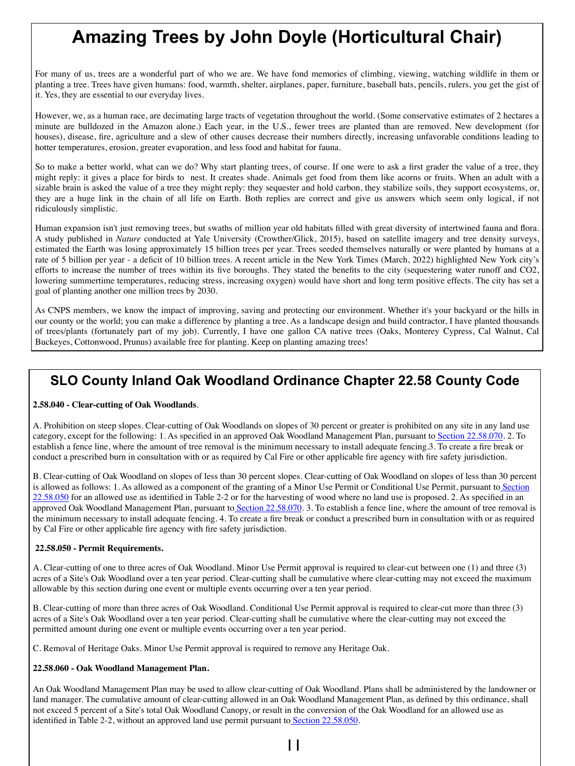# Amazing Trees by John Doyle (Horticultural Chair)

For many of us, trees are a wonderful part of who we are. We have fond memories of climbing, viewing, watching wildlife in them or planting a tree. Trees have given humans: food, warmth, shelter, airplanes, paper, furniture, baseball bats, pencils, rulers, you get the gist of it. Yes, they are essential to our everyday lives.

However, we, as a human race, are decimating large tracts of vegetation throughout the world. (Some conservative estimates of 2 hectares a minute are bulldozed in the Amazon alone.) Each year, in the U.S., fewer trees are planted than are removed. New development (for houses), disease, fire, agriculture and a slew of other causes decrease their numbers directly, increasing unfavorable conditions leading to hotter temperatures, erosion, greater evaporation, and less food and habitat for fauna.

So to make a better world, what can we do? Why start planting trees, of course. If one were to ask a first grader the value of a tree, they might reply: it gives a place for birds to nest. It creates shade. Animals get food from them like acorns or fruits. When an adult with a sizable brain is asked the value of a tree they might reply: they sequester and hold carbon, they stabilize soils, they support ecosystems, or, they are a huge link in the chain of all life on Earth. Both replies are correct and give us answers which seem only logical, if not ridiculously simplistic.

Human expansion isn't just removing trees, but swaths of million year old habitats filled with great diversity of intertwined fauna and flora. A study published in *Nature* conducted at Yale University (Crowther/Glick, 2015), based on satellite imagery and tree density surveys, estimated the Earth was losing approximately 15 billion trees per year. Trees seeded themselves naturally or were planted by humans at a rate of 5 billion per year - a deficit of 10 billion trees. A recent article in the New York Times (March, 2022) highlighted New York city's efforts to increase the number of trees within its five boroughs. They stated the benefits to the city (sequestering water runoff and CO2, lowering summertime temperatures, reducing stress, increasing oxygen) would have short and long term positive effects. The city has set a goal of planting another one million trees by 2030.

As CNPS members, we know the impact of improving, saving and protecting our environment. Whether it's your backyard or the hills in our county or the world; you can make a difference by planting a tree. As a landscape design and build contractor, I have planted thousands of trees/plants (fortunately part of my job). Currently, I have one gallon CA native trees (Oaks, Monterey Cypress, Cal Walnut, Cal Buckeyes, Cottonwood, Prunus) available free for planting. Keep on planting amazing trees!

## SLO County Inland Oak Woodland Ordinance Chapter 22.58 County Code

**2.58.040 - Clear-cutting of Oak Woodlands**.

A. Prohibition on steep slopes. Clear-cutting of Oak Woodlands on slopes of 30 percent or greater is prohibited on any site in any land use category, except for the following: 1. As specified in an approved Oak Woodland Management Plan, pursuant to Section 22.58.070. 2. To establish a fence line, where the amount of tree removal is the minimum necessary to install adequate fencing.3. To create a fire break or conduct a prescribed burn in consultation with or as required by Cal Fire or other applicable fire agency with fire safety jurisdiction.

B. Clear-cutting of Oak Woodland on slopes of less than 30 percent slopes. Clear-cutting of Oak Woodland on slopes of less than 30 percent is allowed as follows: 1. As allowed as a component of the granting of a Minor Use Permit or Conditional Use Permit, pursuant to Section 22.58.050 for an allowed use as identified in Table 2-2 or for the harvesting of wood where no land use is proposed. 2. As specified in an approved Oak Woodland Management Plan, pursuant to Section 22.58.070. 3. To establish a fence line, where the amount of tree removal is the minimum necessary to install adequate fencing. 4. To create a fire break or conduct a prescribed burn in consultation with or as required by Cal Fire or other applicable fire agency with fire safety jurisdiction.

**22.58.050 - Permit Requirements.**

A. Clear-cutting of one to three acres of Oak Woodland. Minor Use Permit approval is required to clear-cut between one (1) and three (3) acres of a Site's Oak Woodland over a ten year period. Clear-cutting shall be cumulative where clear-cutting may not exceed the maximum allowable by this section during one event or multiple events occurring over a ten year period.

B. Clear-cutting of more than three acres of Oak Woodland. Conditional Use Permit approval is required to clear-cut more than three (3) acres of a Site's Oak Woodland over a ten year period. Clear-cutting shall be cumulative where the clear-cutting may not exceed the permitted amount during one event or multiple events occurring over a ten year period.

C. Removal of Heritage Oaks. Minor Use Permit approval is required to remove any Heritage Oak.

**22.58.060 - Oak Woodland Management Plan.**

An Oak Woodland Management Plan may be used to allow clear-cutting of Oak Woodland. Plans shall be administered by the landowner or land manager. The cumulative amount of clear-cutting allowed in an Oak Woodland Management Plan, as defined by this ordinance, shall not exceed 5 percent of a Site's total Oak Woodland Canopy, or result in the conversion of the Oak Woodland for an allowed use as identified in Table 2-2, without an approved land use permit pursuant to Section 22.58.050.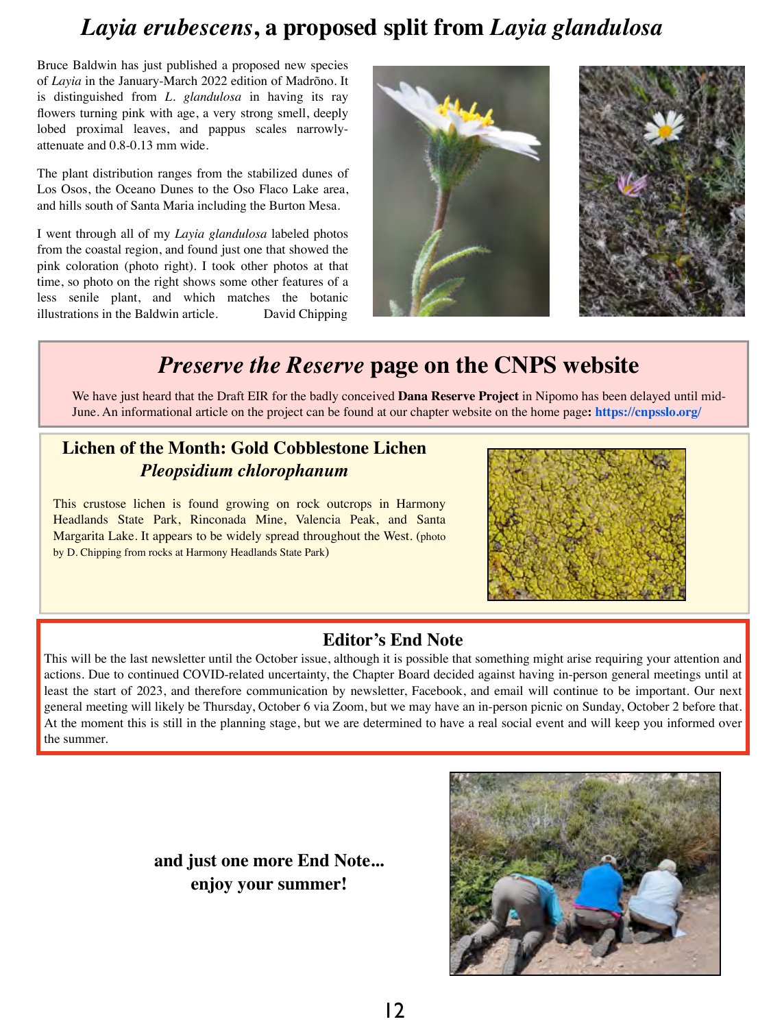# *Layia erubescens*, a proposed split from *Layia glandulosa*

Bruce Baldwin has just published a proposed new species of *Layia* in the January-March 2022 edition of Madrõno. It is distinguished from *L. glandulosa* in having its ray flowers turning pink with age, a very strong smell, deeply lobed proximal leaves, and pappus scales narrowly-attenuate and 0.8-0.13 mm wide.

The plant distribution ranges from the stabilized dunes of Los Osos, the Oceano Dunes to the Oso Flaco Lake area, and hills south of Santa Maria including the Burton Mesa.

I went through all of my *Layia glandulosa* labeled photos from the coastal region, and found just one that showed the pink coloration (photo right). I took other photos at that time, so photo on the right shows some other features of a less senile plant, and which matches the botanic illustrations in the Baldwin article. David Chipping

## *Preserve the Reserve* page on the CNPS website

We have just heard that the Draft EIR for the badly conceived **Dana Reserve Project** in Nipomo has been delayed until mid-June. An informational article on the project can be found at our chapter website on the home page**: https://cnpsslo.org/**

### Lichen of the Month: Gold Cobblestone Lichen *Pleopsidium chlorophanum*

This crustose lichen is found growing on rock outcrops in Harmony Headlands State Park, Rinconada Mine, Valencia Peak, and Santa Margarita Lake. It appears to be widely spread throughout the West. (photo by D. Chipping from rocks at Harmony Headlands State Park)

### Editor's End Note

This will be the last newsletter until the October issue, although it is possible that something might arise requiring your attention and actions. Due to continued COVID-related uncertainty, the Chapter Board decided against having in-person general meetings until at least the start of 2023, and therefore communication by newsletter, Facebook, and email will continue to be important. Our next general meeting will likely be Thursday, October 6 via Zoom, but we may have an in-person picnic on Sunday, October 2 before that. At the moment this is still in the planning stage, but we are determined to have a real social event and will keep you informed over the summer.

**and just one more End Note... enjoy your summer!**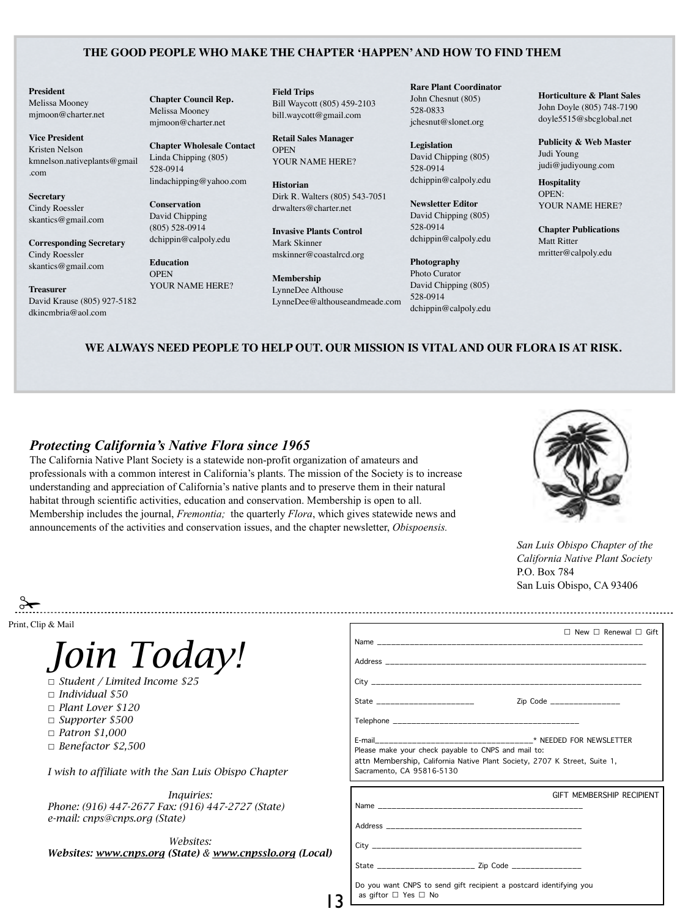### THE GOOD PEOPLE WHO MAKE THE CHAPTER 'HAPPEN' AND HOW TO FIND THEM

**President**
Melissa Mooney
mjmoon@charter.net

**Vice President**
Kristen Nelson
kmnelson.nativeplants@gmail.com

**Secretary**
Cindy Roessler
skantics@gmail.com

**Corresponding Secretary**
Cindy Roessler
skantics@gmail.com

**Treasurer**
David Krause (805) 927-5182
dkincmbria@aol.com

**Chapter Council Rep.**
Melissa Mooney
mjmoon@charter.net

**Chapter Wholesale Contact**
Linda Chipping (805) 528-0914
lindachipping@yahoo.com

**Conservation**
David Chipping
(805) 528-0914
dchippin@calpoly.edu

**Education**
OPEN
YOUR NAME HERE?

**Field Trips**
Bill Waycott (805) 459-2103
bill.waycott@gmail.com

**Retail Sales Manager**
OPEN
YOUR NAME HERE?

**Historian**
Dirk R. Walters (805) 543-7051
drwalters@charter.net

**Invasive Plants Control**
Mark Skinner
mskinner@coastalrcd.org

**Membership**
LynneDee Althouse
LynneDee@althouseandmeade.com

**Rare Plant Coordinator**
John Chesnut (805) 528-0833
jchesnut@slonet.org

**Legislation**
David Chipping (805) 528-0914
dchippin@calpoly.edu

**Newsletter Editor**
David Chipping (805) 528-0914
dchippin@calpoly.edu

**Photography**
Photo Curator
David Chipping (805) 528-0914
dchippin@calpoly.edu

**Horticulture & Plant Sales**
John Doyle (805) 748-7190
doyle5515@sbcglobal.net

**Publicity & Web Master**
Judi Young
judi@judiyoung.com

**Hospitality**
OPEN:
YOUR NAME HERE?

**Chapter Publications**
Matt Ritter
mritter@calpoly.edu

**WE ALWAYS NEED PEOPLE TO HELP OUT. OUR MISSION IS VITAL AND OUR FLORA IS AT RISK.**

### *Protecting California's Native Flora since 1965*

The California Native Plant Society is a statewide non-profit organization of amateurs and professionals with a common interest in California's plants. The mission of the Society is to increase understanding and appreciation of California's native plants and to preserve them in their natural habitat through scientific activities, education and conservation. Membership is open to all. Membership includes the journal, *Fremontia;* the quarterly *Flora*, which gives statewide news and announcements of the activities and conservation issues, and the chapter newsletter, *Obispoensis.*

*San Luis Obispo Chapter of the California Native Plant Society*
P.O. Box 784
San Luis Obispo, CA 93406

Print, Clip & Mail

# *Join Today!*

- □ *Student / Limited Income $25*
- □ *Individual $50*
- □ *Plant Lover $120*
- □ *Supporter $500*
- □ *Patron $1,000*
- □ *Benefactor $2,500*

*I wish to affiliate with the San Luis Obispo Chapter*

*Inquiries:*
*Phone: (916) 447-2677 Fax: (916) 447-2727 (State)*
*e-mail: cnps@cnps.org (State)*

*Websites:*
***Websites: www.cnps.org (State) & www.cnpsslo.org (Local)***

☐ New ☐ Renewal ☐ Gift

Name ____________________________________________

Address __________________________________________

City _____________________________________________

State ____________________ Zip Code ______________

Telephone ________________________________________

E-mail_______________________________* NEEDED FOR NEWSLETTER

Please make your check payable to CNPS and mail to:
attn Membership, California Native Plant Society, 2707 K Street, Suite 1, Sacramento, CA 95816-5130

GIFT MEMBERSHIP RECIPIENT

Name ____________________________________________

Address __________________________________________

City _____________________________________________

State ____________________ Zip Code ______________

Do you want CNPS to send gift recipient a postcard identifying you as giftor ☐ Yes ☐ No